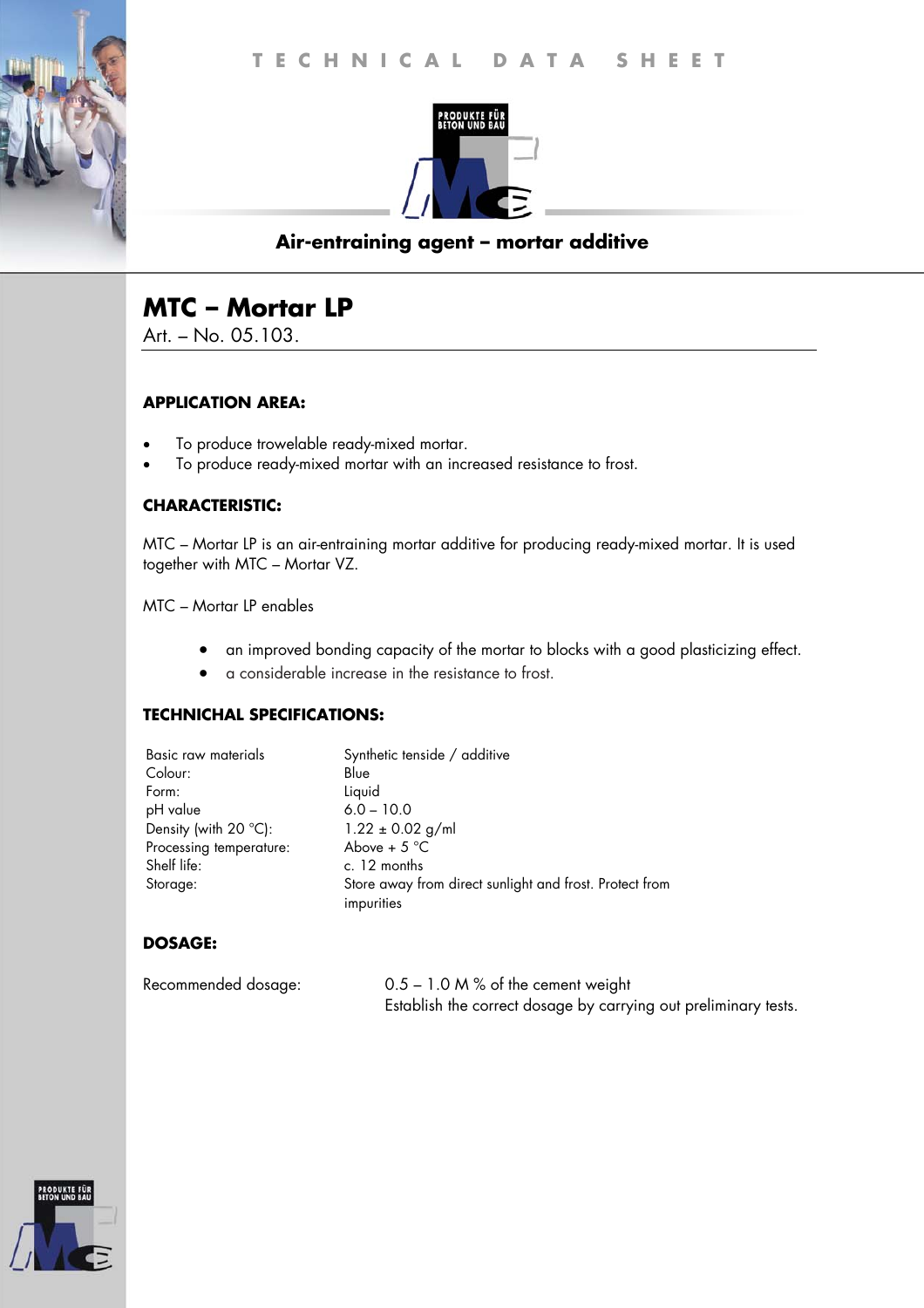TECHNICAL DATA SHEET

## Air-entraining agent – mortar additive

# MTC – Mortar LP

Art. – No. 05.103.

### APPLICATION AREA:

- To produce trowelable ready-mixed mortar.
- To produce ready-mixed mortar with an increased resistance to frost.

### CHARACTERISTIC:

MTC – Mortar LP is an air-entraining mortar additive for producing ready-mixed mortar. It is used together with MTC – Mortar VZ.

MTC – Mortar LP enables

- an improved bonding capacity of the mortar to blocks with a good plasticizing effect.
- a considerable increase in the resistance to frost.

### TECHNICHAL SPECIFICATIONS:

| | |
|---|---|
| Basic raw materials | Synthetic tenside / additive |
| Colour: | Blue |
| Form: | Liquid |
| pH value | 6.0 – 10.0 |
| Density (with 20 °C): | 1.22 ± 0.02 g/ml |
| Processing temperature: | Above + 5 °C |
| Shelf life: | c. 12 months |
| Storage: | Store away from direct sunlight and frost. Protect from impurities |

### DOSAGE:

| | |
|---|---|
| Recommended dosage: | 0.5 – 1.0 M % of the cement weight<br>Establish the correct dosage by carrying out preliminary tests. |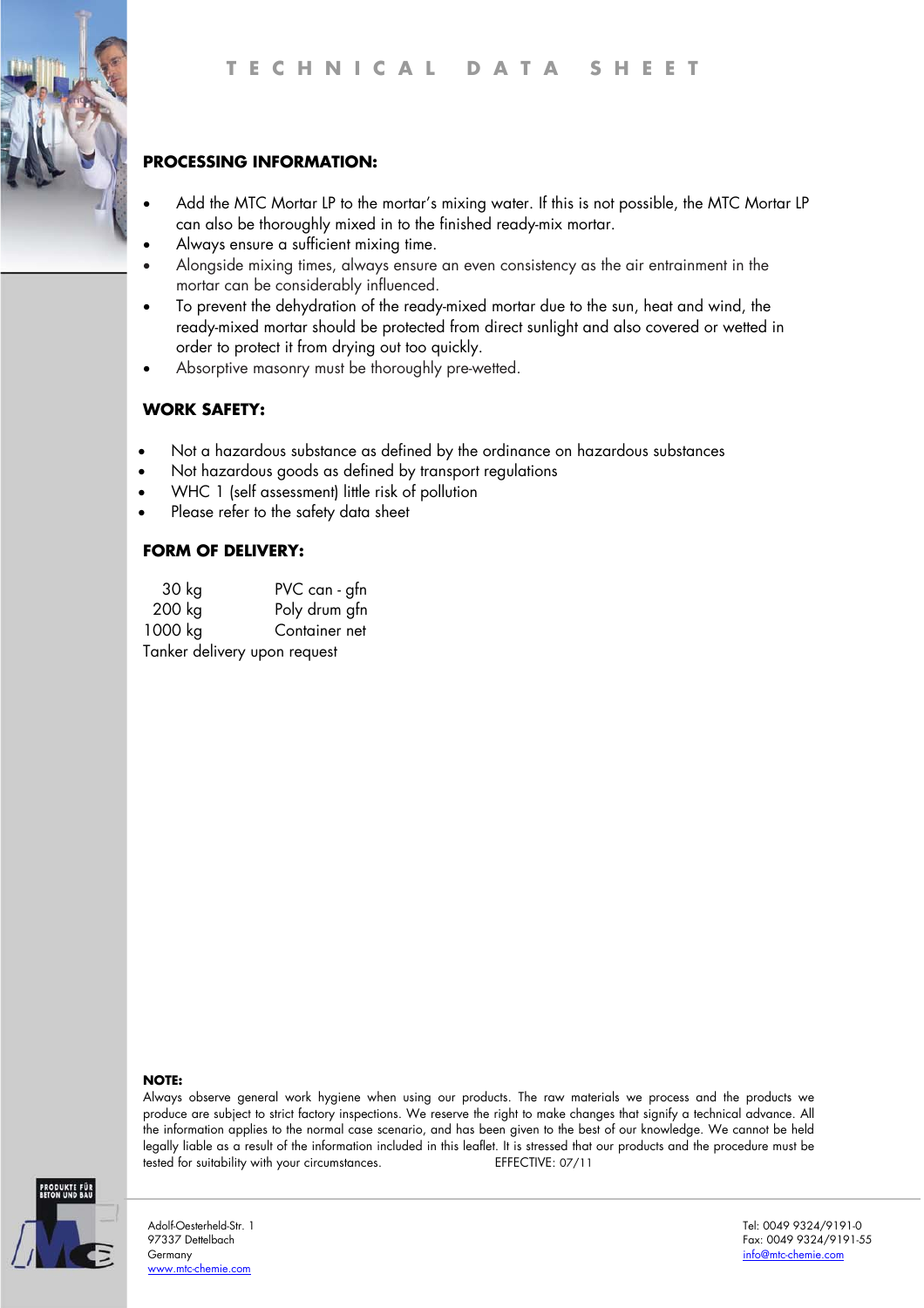**PROCESSING INFORMATION:**

- Add the MTC Mortar LP to the mortar's mixing water. If this is not possible, the MTC Mortar LP can also be thoroughly mixed in to the finished ready-mix mortar.
- Always ensure a sufficient mixing time.
- Alongside mixing times, always ensure an even consistency as the air entrainment in the mortar can be considerably influenced.
- To prevent the dehydration of the ready-mixed mortar due to the sun, heat and wind, the ready-mixed mortar should be protected from direct sunlight and also covered or wetted in order to protect it from drying out too quickly.
- Absorptive masonry must be thoroughly pre-wetted.

**WORK SAFETY:**

- Not a hazardous substance as defined by the ordinance on hazardous substances
- Not hazardous goods as defined by transport regulations
- WHC 1 (self assessment) little risk of pollution
- Please refer to the safety data sheet

**FORM OF DELIVERY:**

| | |
|---|---|
| 30 kg | PVC can - gfn |
| 200 kg | Poly drum gfn |
| 1000 kg | Container net |

Tanker delivery upon request

**NOTE:**
Always observe general work hygiene when using our products. The raw materials we process and the products we produce are subject to strict factory inspections. We reserve the right to make changes that signify a technical advance. All the information applies to the normal case scenario, and has been given to the best of our knowledge. We cannot be held legally liable as a result of the information included in this leaflet. It is stressed that our products and the procedure must be tested for suitability with your circumstances. EFFECTIVE: 07/11

Adolf-Oesterheld-Str. 1
97337 Dettelbach
Germany
www.mtc-chemie.com

Tel: 0049 9324/9191-0
Fax: 0049 9324/9191-55
info@mtc-chemie.com